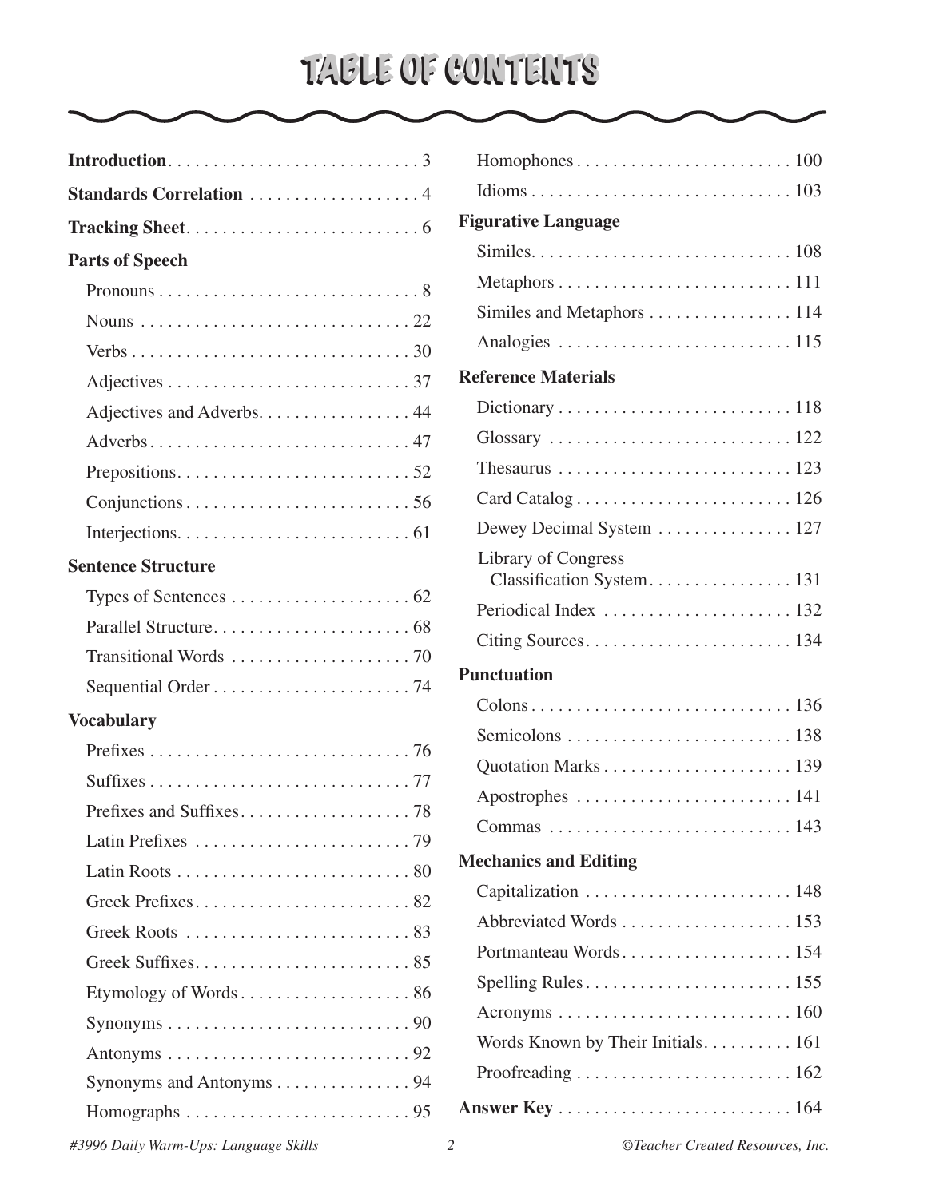# TABLE OF CONTENTS

**Introduction** . . . . . . . . . . . . . . . . . . . . . . . . . . . . 3

**Standards Correlation** . . . . . . . . . . . . . . . . . . . 4

**Tracking Sheet** . . . . . . . . . . . . . . . . . . . . . . . . . . 6

**Parts of Speech**

- Pronouns . . . . . . . . . . . . . . . . . . . . . . . . . . . . . 8
- Nouns . . . . . . . . . . . . . . . . . . . . . . . . . . . . . . 22
- Verbs . . . . . . . . . . . . . . . . . . . . . . . . . . . . . . . 30
- Adjectives . . . . . . . . . . . . . . . . . . . . . . . . . . . 37
- Adjectives and Adverbs. . . . . . . . . . . . . . . . . 44
- Adverbs . . . . . . . . . . . . . . . . . . . . . . . . . . . . . 47
- Prepositions. . . . . . . . . . . . . . . . . . . . . . . . . . 52
- Conjunctions . . . . . . . . . . . . . . . . . . . . . . . . . 56
- Interjections. . . . . . . . . . . . . . . . . . . . . . . . . . 61

**Sentence Structure**

- Types of Sentences . . . . . . . . . . . . . . . . . . . . 62
- Parallel Structure. . . . . . . . . . . . . . . . . . . . . . 68
- Transitional Words . . . . . . . . . . . . . . . . . . . . 70
- Sequential Order . . . . . . . . . . . . . . . . . . . . . . 74

**Vocabulary**

- Prefixes . . . . . . . . . . . . . . . . . . . . . . . . . . . . . 76
- Suffixes . . . . . . . . . . . . . . . . . . . . . . . . . . . . . 77
- Prefixes and Suffixes. . . . . . . . . . . . . . . . . . . 78
- Latin Prefixes . . . . . . . . . . . . . . . . . . . . . . . . 79
- Latin Roots . . . . . . . . . . . . . . . . . . . . . . . . . . 80
- Greek Prefixes. . . . . . . . . . . . . . . . . . . . . . . . 82
- Greek Roots . . . . . . . . . . . . . . . . . . . . . . . . . 83
- Greek Suffixes. . . . . . . . . . . . . . . . . . . . . . . . 85
- Etymology of Words . . . . . . . . . . . . . . . . . . . 86
- Synonyms . . . . . . . . . . . . . . . . . . . . . . . . . . . 90
- Antonyms . . . . . . . . . . . . . . . . . . . . . . . . . . . 92
- Synonyms and Antonyms . . . . . . . . . . . . . . . 94
- Homographs . . . . . . . . . . . . . . . . . . . . . . . . . 95
- Homophones . . . . . . . . . . . . . . . . . . . . . . . . 100
- Idioms . . . . . . . . . . . . . . . . . . . . . . . . . . . . . 103

**Figurative Language**

- Similes. . . . . . . . . . . . . . . . . . . . . . . . . . . . . 108
- Metaphors . . . . . . . . . . . . . . . . . . . . . . . . . . 111
- Similes and Metaphors . . . . . . . . . . . . . . . . 114
- Analogies . . . . . . . . . . . . . . . . . . . . . . . . . . 115

**Reference Materials**

- Dictionary . . . . . . . . . . . . . . . . . . . . . . . . . . 118
- Glossary . . . . . . . . . . . . . . . . . . . . . . . . . . . 122
- Thesaurus . . . . . . . . . . . . . . . . . . . . . . . . . . 123
- Card Catalog . . . . . . . . . . . . . . . . . . . . . . . . 126
- Dewey Decimal System . . . . . . . . . . . . . . . 127
- Library of Congress Classification System. . . . . . . . . . . . . . . . 131
- Periodical Index . . . . . . . . . . . . . . . . . . . . . 132
- Citing Sources. . . . . . . . . . . . . . . . . . . . . . . 134

**Punctuation**

- Colons . . . . . . . . . . . . . . . . . . . . . . . . . . . . . 136
- Semicolons . . . . . . . . . . . . . . . . . . . . . . . . . 138
- Quotation Marks . . . . . . . . . . . . . . . . . . . . . 139
- Apostrophes . . . . . . . . . . . . . . . . . . . . . . . . 141
- Commas . . . . . . . . . . . . . . . . . . . . . . . . . . . 143

**Mechanics and Editing**

- Capitalization . . . . . . . . . . . . . . . . . . . . . . . 148
- Abbreviated Words . . . . . . . . . . . . . . . . . . . 153
- Portmanteau Words . . . . . . . . . . . . . . . . . . . 154
- Spelling Rules . . . . . . . . . . . . . . . . . . . . . . . 155
- Acronyms . . . . . . . . . . . . . . . . . . . . . . . . . . 160
- Words Known by Their Initials. . . . . . . . . . 161
- Proofreading . . . . . . . . . . . . . . . . . . . . . . . . 162

**Answer Key** . . . . . . . . . . . . . . . . . . . . . . . . . . 164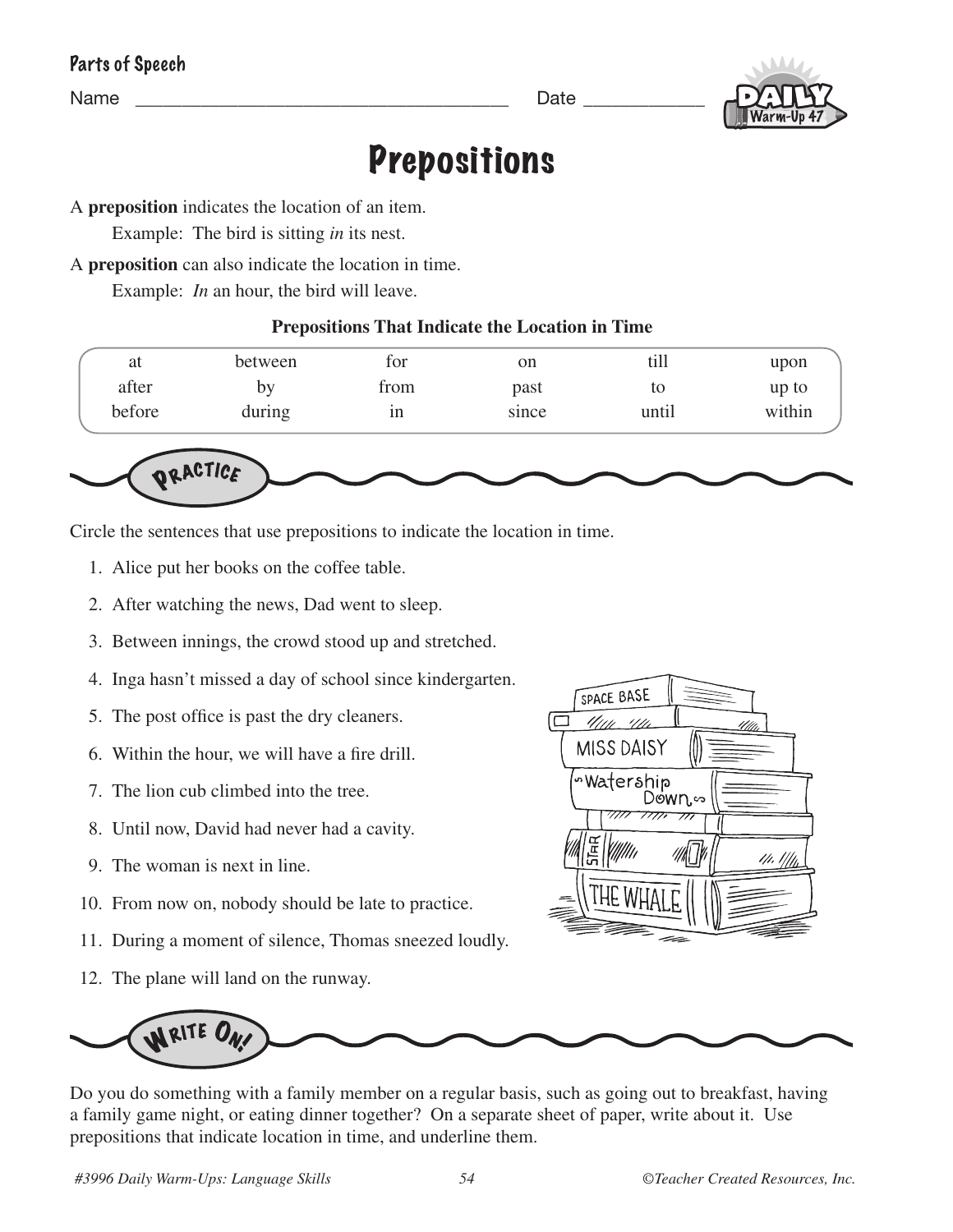Parts of Speech

Name ______________________________________ Date ____________

Daily Warm-Up 47

# Prepositions

A **preposition** indicates the location of an item.

Example: The bird is sitting *in* its nest.

A **preposition** can also indicate the location in time.

Example: *In* an hour, the bird will leave.

**Prepositions That Indicate the Location in Time**

| | | | | | |
|---|---|---|---|---|---|
| at | between | for | on | till | upon |
| after | by | from | past | to | up to |
| before | during | in | since | until | within |

## Practice

Circle the sentences that use prepositions to indicate the location in time.

1. Alice put her books on the coffee table.
2. After watching the news, Dad went to sleep.
3. Between innings, the crowd stood up and stretched.
4. Inga hasn't missed a day of school since kindergarten.
5. The post office is past the dry cleaners.
6. Within the hour, we will have a fire drill.
7. The lion cub climbed into the tree.
8. Until now, David had never had a cavity.
9. The woman is next in line.
10. From now on, nobody should be late to practice.
11. During a moment of silence, Thomas sneezed loudly.
12. The plane will land on the runway.

## Write On!

Do you do something with a family member on a regular basis, such as going out to breakfast, having a family game night, or eating dinner together? On a separate sheet of paper, write about it. Use prepositions that indicate location in time, and underline them.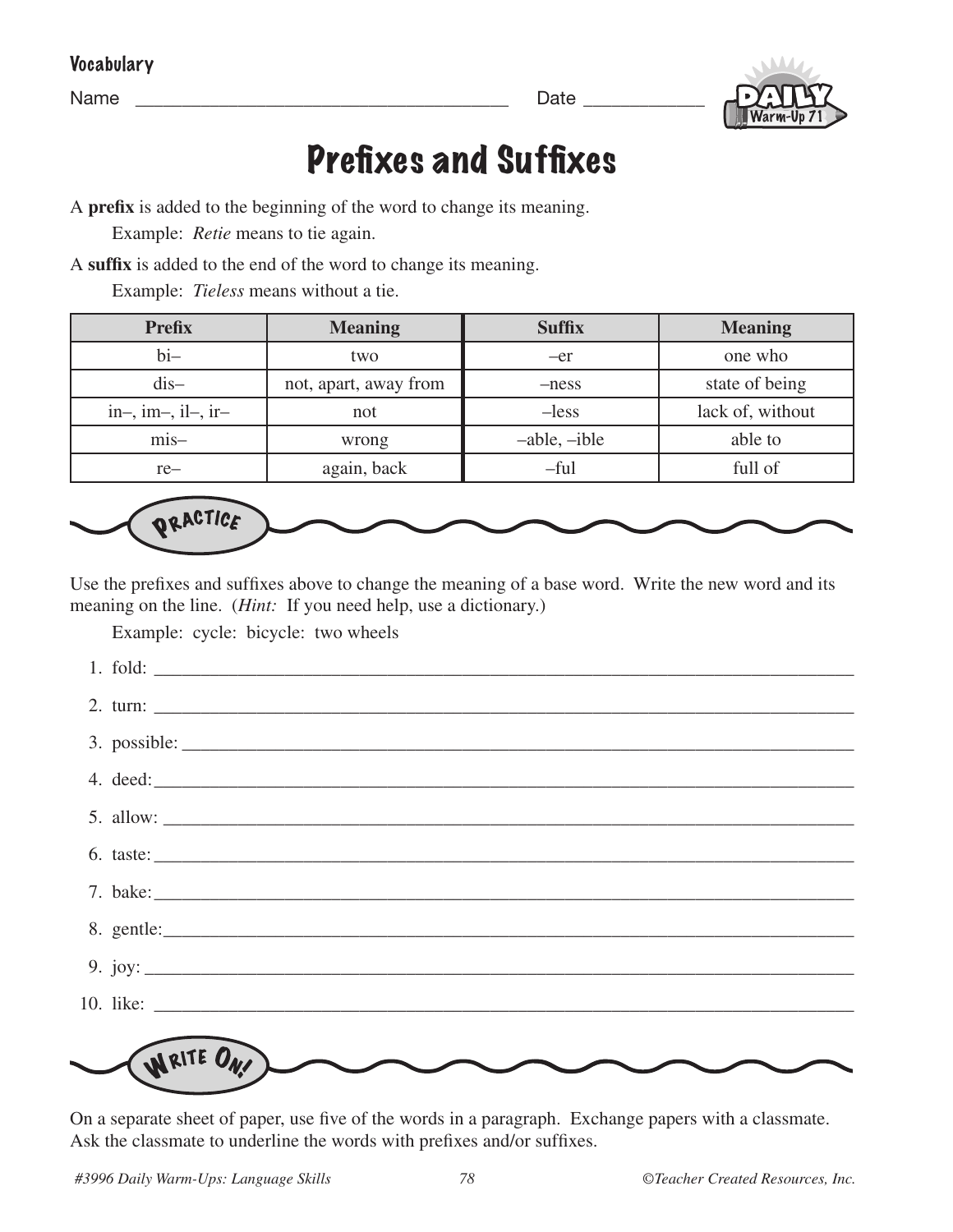Vocabulary

Name ______________________________________ Date ____________

Daily Warm-Up 71

# Prefixes and Suffixes

A **prefix** is added to the beginning of the word to change its meaning.

Example: *Retie* means to tie again.

A **suffix** is added to the end of the word to change its meaning.

Example: *Tieless* means without a tie.

| Prefix | Meaning | Suffix | Meaning |
|---|---|---|---|
| bi– | two | –er | one who |
| dis– | not, apart, away from | –ness | state of being |
| in–, im–, il–, ir– | not | –less | lack of, without |
| mis– | wrong | –able, –ible | able to |
| re– | again, back | –ful | full of |

## Practice

Use the prefixes and suffixes above to change the meaning of a base word. Write the new word and its meaning on the line. (*Hint:* If you need help, use a dictionary.)

Example: cycle: bicycle: two wheels

1. fold: ______________________________________________
2. turn: ______________________________________________
3. possible: ______________________________________________
4. deed: ______________________________________________
5. allow: ______________________________________________
6. taste: ______________________________________________
7. bake: ______________________________________________
8. gentle: ______________________________________________
9. joy: ______________________________________________
10. like: ______________________________________________

## Write On!

On a separate sheet of paper, use five of the words in a paragraph. Exchange papers with a classmate. Ask the classmate to underline the words with prefixes and/or suffixes.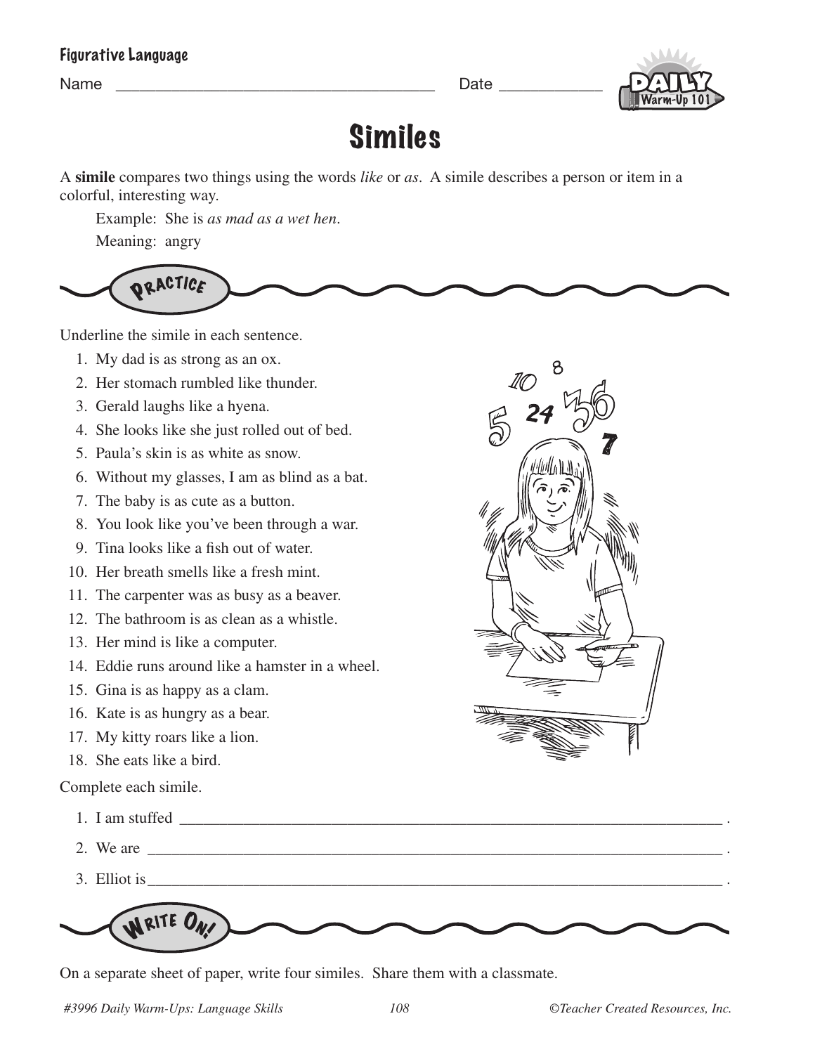Figurative Language

Name _______________________________________ Date ____________

# Similes

A **simile** compares two things using the words *like* or *as*. A simile describes a person or item in a colorful, interesting way.

Example: She is *as mad as a wet hen*.

Meaning: angry

## Practice

Underline the simile in each sentence.

1. My dad is as strong as an ox.
2. Her stomach rumbled like thunder.
3. Gerald laughs like a hyena.
4. She looks like she just rolled out of bed.
5. Paula's skin is as white as snow.
6. Without my glasses, I am as blind as a bat.
7. The baby is as cute as a button.
8. You look like you've been through a war.
9. Tina looks like a fish out of water.
10. Her breath smells like a fresh mint.
11. The carpenter was as busy as a beaver.
12. The bathroom is as clean as a whistle.
13. Her mind is like a computer.
14. Eddie runs around like a hamster in a wheel.
15. Gina is as happy as a clam.
16. Kate is as hungry as a bear.
17. My kitty roars like a lion.
18. She eats like a bird.

Complete each simile.

1. I am stuffed _______________________________________________________________ .
2. We are ___________________________________________________________________ .
3. Elliot is___________________________________________________________________ .

## Write On!

On a separate sheet of paper, write four similes. Share them with a classmate.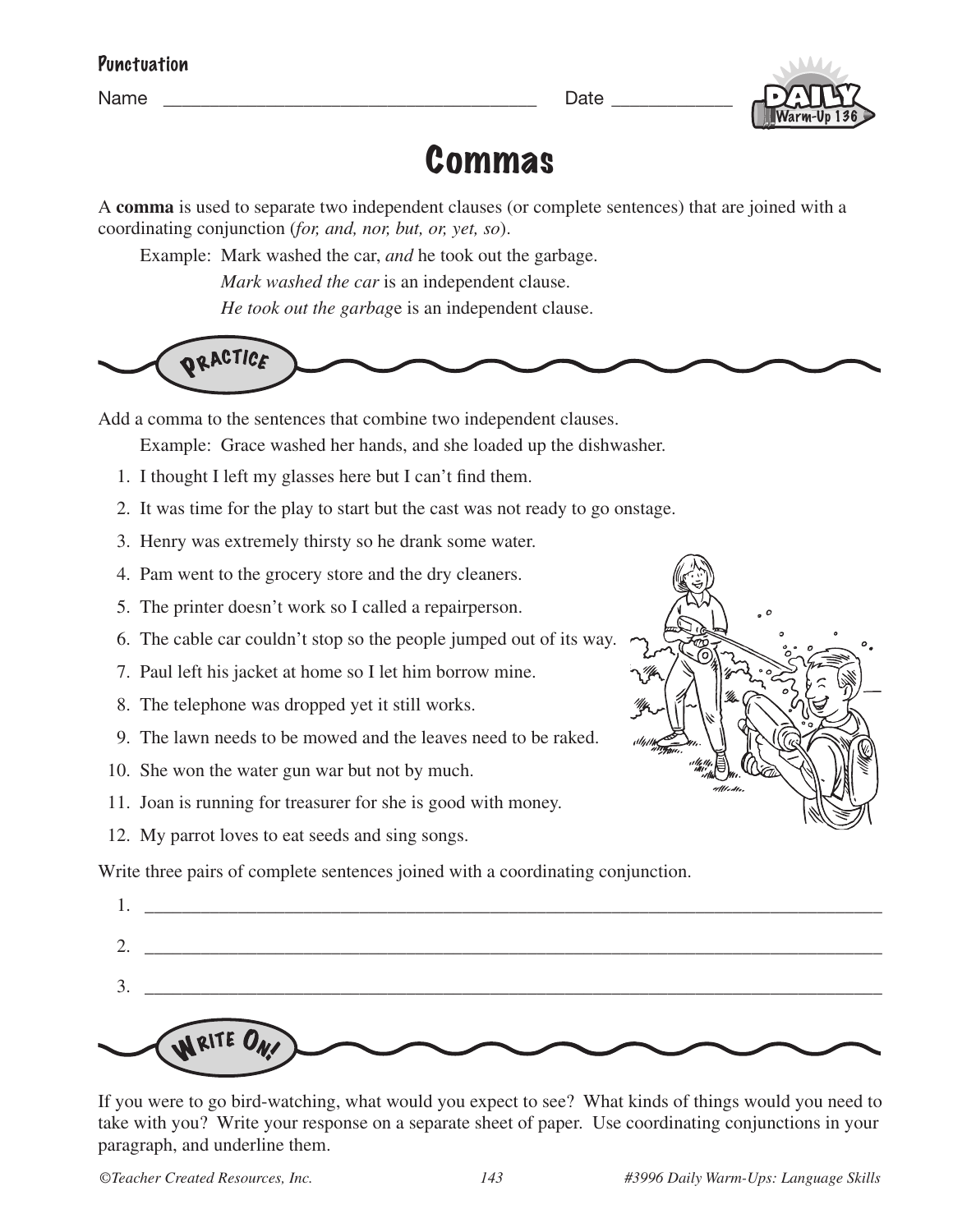Punctuation

Name ______________________________________ Date ____________

# Commas

A **comma** is used to separate two independent clauses (or complete sentences) that are joined with a coordinating conjunction (*for, and, nor, but, or, yet, so*).

Example: Mark washed the car, *and* he took out the garbage.
*Mark washed the car* is an independent clause.
*He took out the garbage* is an independent clause.

## Practice

Add a comma to the sentences that combine two independent clauses.

Example: Grace washed her hands, and she loaded up the dishwasher.

1. I thought I left my glasses here but I can't find them.
2. It was time for the play to start but the cast was not ready to go onstage.
3. Henry was extremely thirsty so he drank some water.
4. Pam went to the grocery store and the dry cleaners.
5. The printer doesn't work so I called a repairperson.
6. The cable car couldn't stop so the people jumped out of its way.
7. Paul left his jacket at home so I let him borrow mine.
8. The telephone was dropped yet it still works.
9. The lawn needs to be mowed and the leaves need to be raked.
10. She won the water gun war but not by much.
11. Joan is running for treasurer for she is good with money.
12. My parrot loves to eat seeds and sing songs.

Write three pairs of complete sentences joined with a coordinating conjunction.

1. ______________________________________________________________________________
2. ______________________________________________________________________________
3. ______________________________________________________________________________

## Write On!

If you were to go bird-watching, what would you expect to see? What kinds of things would you need to take with you? Write your response on a separate sheet of paper. Use coordinating conjunctions in your paragraph, and underline them.